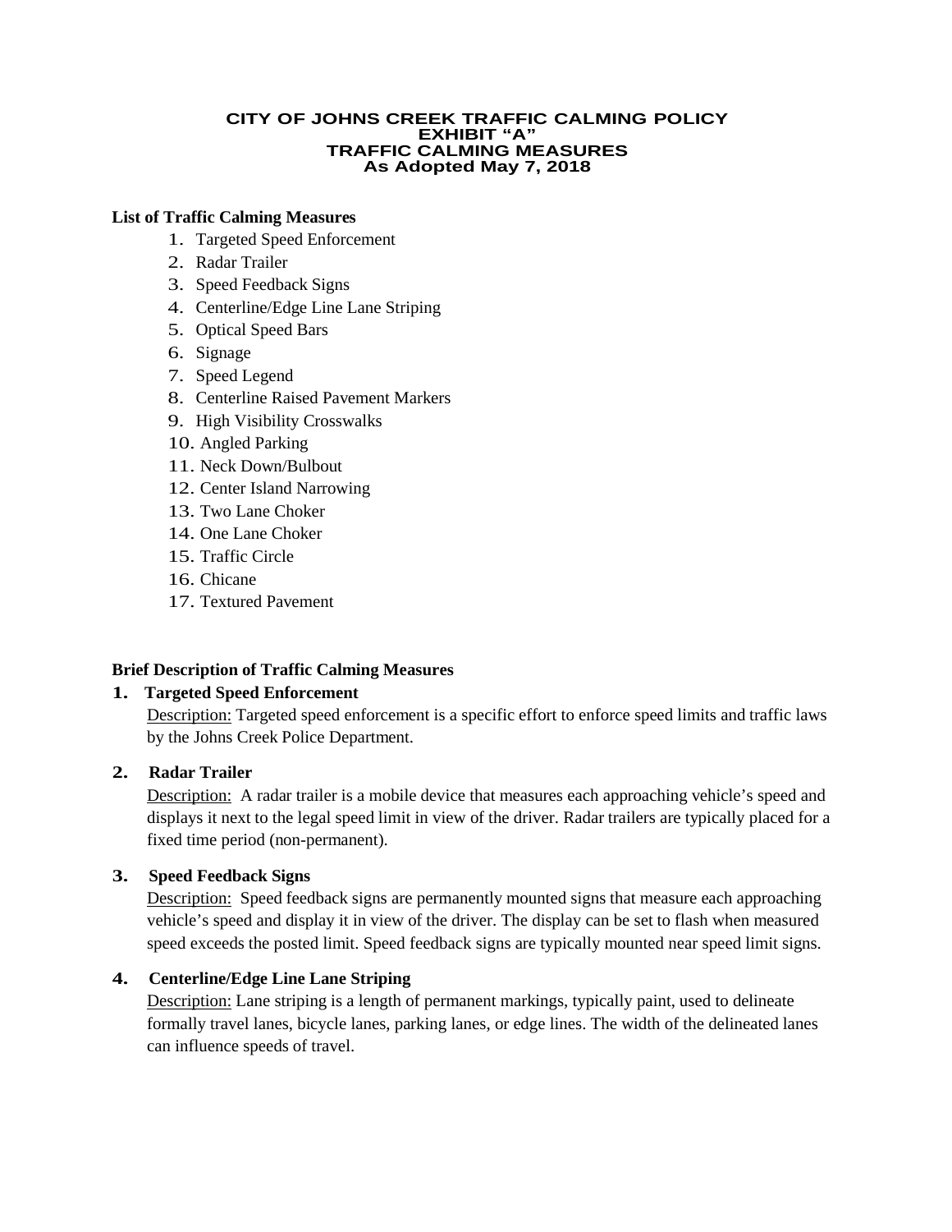# CITY OF JOHNS CREEK TRAFFIC CALMING POLICY
# EXHIBIT "A"
# TRAFFIC CALMING MEASURES
# As Adopted May 7, 2018

**List of Traffic Calming Measures**

1. Targeted Speed Enforcement
2. Radar Trailer
3. Speed Feedback Signs
4. Centerline/Edge Line Lane Striping
5. Optical Speed Bars
6. Signage
7. Speed Legend
8. Centerline Raised Pavement Markers
9. High Visibility Crosswalks
10. Angled Parking
11. Neck Down/Bulbout
12. Center Island Narrowing
13. Two Lane Choker
14. One Lane Choker
15. Traffic Circle
16. Chicane
17. Textured Pavement

**Brief Description of Traffic Calming Measures**

**1. Targeted Speed Enforcement**

Description: Targeted speed enforcement is a specific effort to enforce speed limits and traffic laws by the Johns Creek Police Department.

**2. Radar Trailer**

Description: A radar trailer is a mobile device that measures each approaching vehicle's speed and displays it next to the legal speed limit in view of the driver. Radar trailers are typically placed for a fixed time period (non-permanent).

**3. Speed Feedback Signs**

Description: Speed feedback signs are permanently mounted signs that measure each approaching vehicle's speed and display it in view of the driver. The display can be set to flash when measured speed exceeds the posted limit. Speed feedback signs are typically mounted near speed limit signs.

**4. Centerline/Edge Line Lane Striping**

Description: Lane striping is a length of permanent markings, typically paint, used to delineate formally travel lanes, bicycle lanes, parking lanes, or edge lines. The width of the delineated lanes can influence speeds of travel.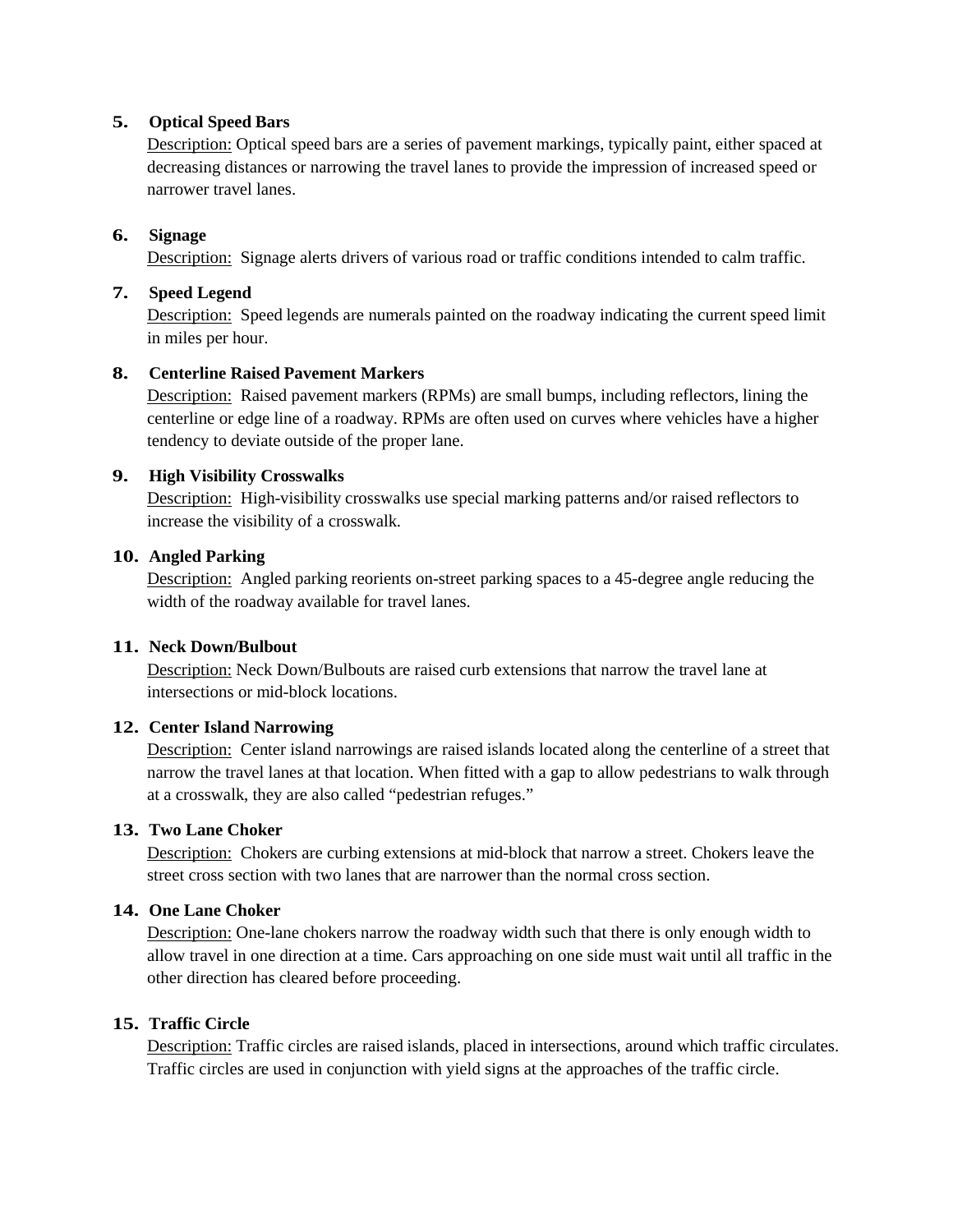**5. Optical Speed Bars**

Description: Optical speed bars are a series of pavement markings, typically paint, either spaced at decreasing distances or narrowing the travel lanes to provide the impression of increased speed or narrower travel lanes.

**6. Signage**

Description: Signage alerts drivers of various road or traffic conditions intended to calm traffic.

**7. Speed Legend**

Description: Speed legends are numerals painted on the roadway indicating the current speed limit in miles per hour.

**8. Centerline Raised Pavement Markers**

Description: Raised pavement markers (RPMs) are small bumps, including reflectors, lining the centerline or edge line of a roadway. RPMs are often used on curves where vehicles have a higher tendency to deviate outside of the proper lane.

**9. High Visibility Crosswalks**

Description: High-visibility crosswalks use special marking patterns and/or raised reflectors to increase the visibility of a crosswalk.

**10. Angled Parking**

Description: Angled parking reorients on-street parking spaces to a 45-degree angle reducing the width of the roadway available for travel lanes.

**11. Neck Down/Bulbout**

Description: Neck Down/Bulbouts are raised curb extensions that narrow the travel lane at intersections or mid-block locations.

**12. Center Island Narrowing**

Description: Center island narrowings are raised islands located along the centerline of a street that narrow the travel lanes at that location. When fitted with a gap to allow pedestrians to walk through at a crosswalk, they are also called "pedestrian refuges."

**13. Two Lane Choker**

Description: Chokers are curbing extensions at mid-block that narrow a street. Chokers leave the street cross section with two lanes that are narrower than the normal cross section.

**14. One Lane Choker**

Description: One-lane chokers narrow the roadway width such that there is only enough width to allow travel in one direction at a time. Cars approaching on one side must wait until all traffic in the other direction has cleared before proceeding.

**15. Traffic Circle**

Description: Traffic circles are raised islands, placed in intersections, around which traffic circulates. Traffic circles are used in conjunction with yield signs at the approaches of the traffic circle.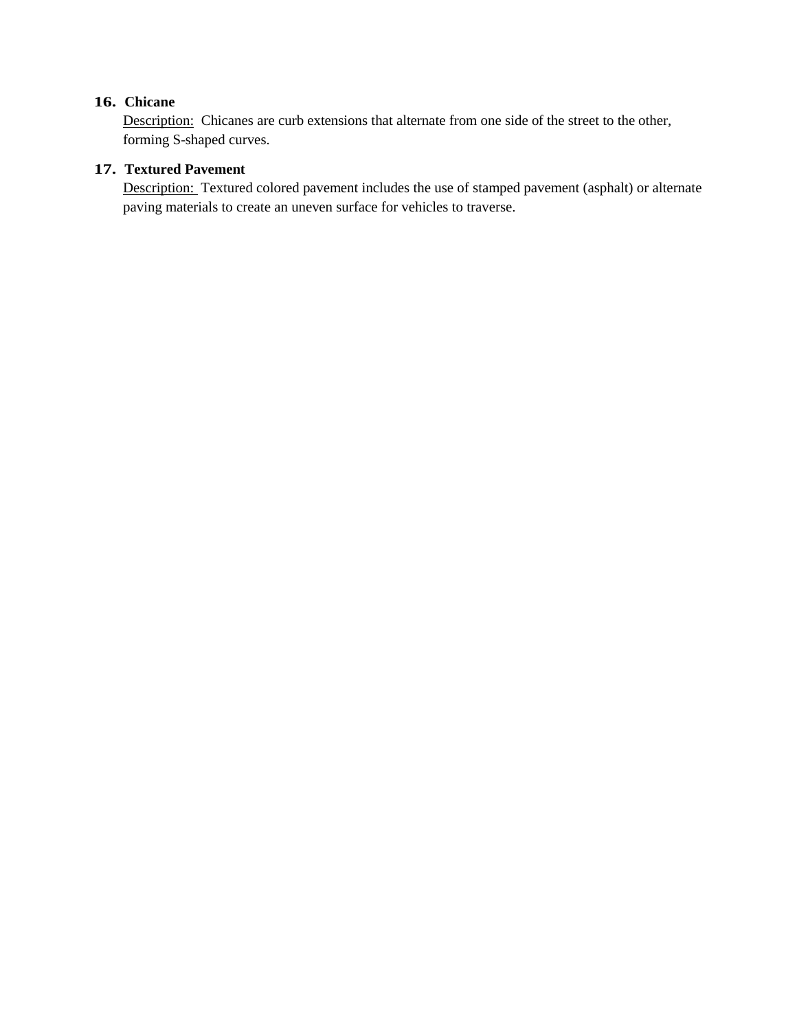16. **Chicane**

Description: Chicanes are curb extensions that alternate from one side of the street to the other, forming S-shaped curves.

17. **Textured Pavement**

Description: Textured colored pavement includes the use of stamped pavement (asphalt) or alternate paving materials to create an uneven surface for vehicles to traverse.